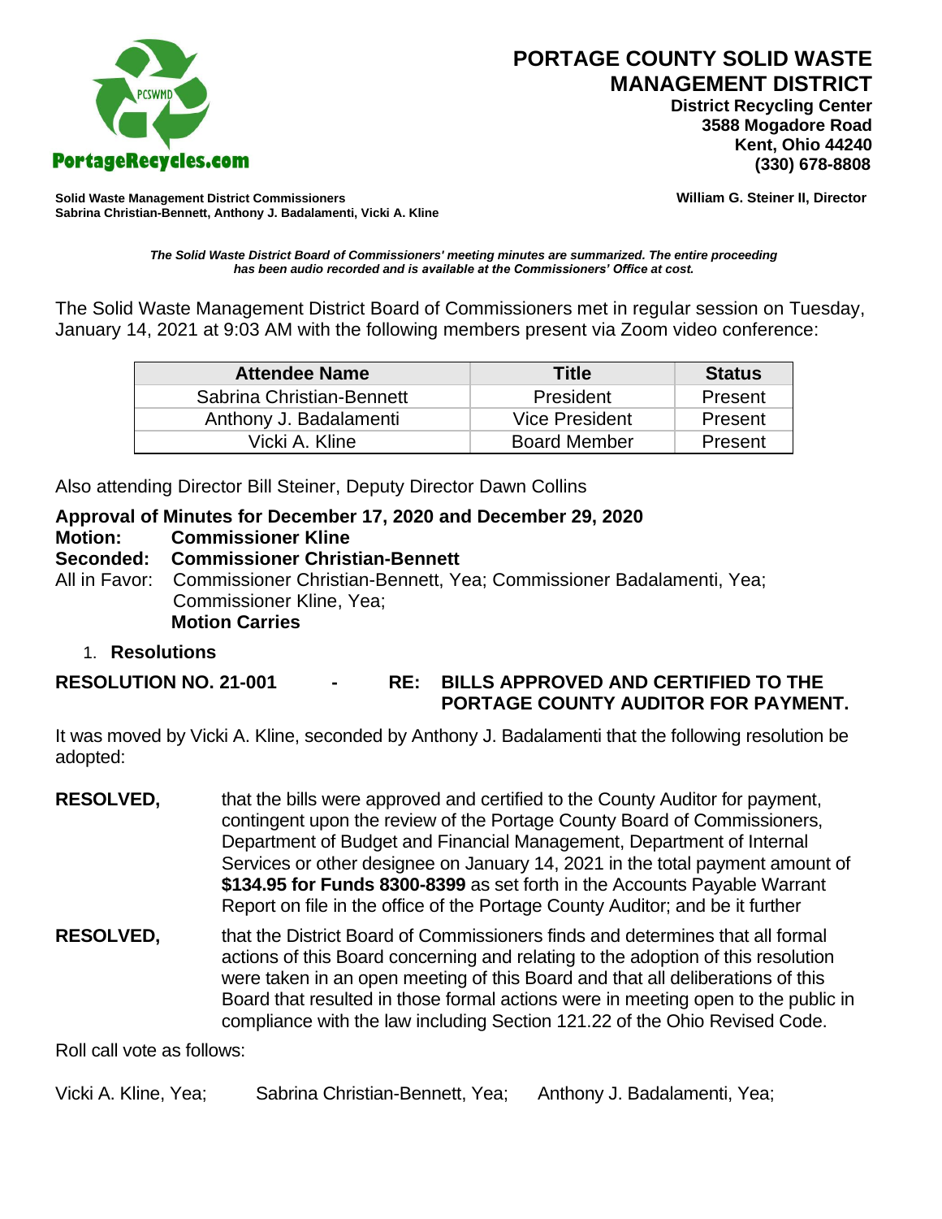# PORTAGE COUNTY SOLID WASTE MANAGEMENT DISTRICT

PortageRecycles.com

**District Recycling Center**
**3588 Mogadore Road**
**Kent, Ohio 44240**
**(330) 678-8808**

**Solid Waste Management District Commissioners**
**Sabrina Christian-Bennett, Anthony J. Badalamenti, Vicki A. Kline**

**William G. Steiner II, Director**

***The Solid Waste District Board of Commissioners' meeting minutes are summarized. The entire proceeding has been audio recorded and is available at the Commissioners' Office at cost.***

The Solid Waste Management District Board of Commissioners met in regular session on Tuesday, January 14, 2021 at 9:03 AM with the following members present via Zoom video conference:

| Attendee Name | Title | Status |
|---|---|---|
| Sabrina Christian-Bennett | President | Present |
| Anthony J. Badalamenti | Vice President | Present |
| Vicki A. Kline | Board Member | Present |

Also attending Director Bill Steiner, Deputy Director Dawn Collins

**Approval of Minutes for December 17, 2020 and December 29, 2020**
**Motion: Commissioner Kline**
**Seconded: Commissioner Christian-Bennett**
All in Favor: Commissioner Christian-Bennett, Yea; Commissioner Badalamenti, Yea; Commissioner Kline, Yea;
**Motion Carries**

1. **Resolutions**

**RESOLUTION NO. 21-001 - RE: BILLS APPROVED AND CERTIFIED TO THE PORTAGE COUNTY AUDITOR FOR PAYMENT.**

It was moved by Vicki A. Kline, seconded by Anthony J. Badalamenti that the following resolution be adopted:

**RESOLVED,** that the bills were approved and certified to the County Auditor for payment, contingent upon the review of the Portage County Board of Commissioners, Department of Budget and Financial Management, Department of Internal Services or other designee on January 14, 2021 in the total payment amount of **$134.95 for Funds 8300-8399** as set forth in the Accounts Payable Warrant Report on file in the office of the Portage County Auditor; and be it further

**RESOLVED,** that the District Board of Commissioners finds and determines that all formal actions of this Board concerning and relating to the adoption of this resolution were taken in an open meeting of this Board and that all deliberations of this Board that resulted in those formal actions were in meeting open to the public in compliance with the law including Section 121.22 of the Ohio Revised Code.

Roll call vote as follows:

Vicki A. Kline, Yea; Sabrina Christian-Bennett, Yea; Anthony J. Badalamenti, Yea;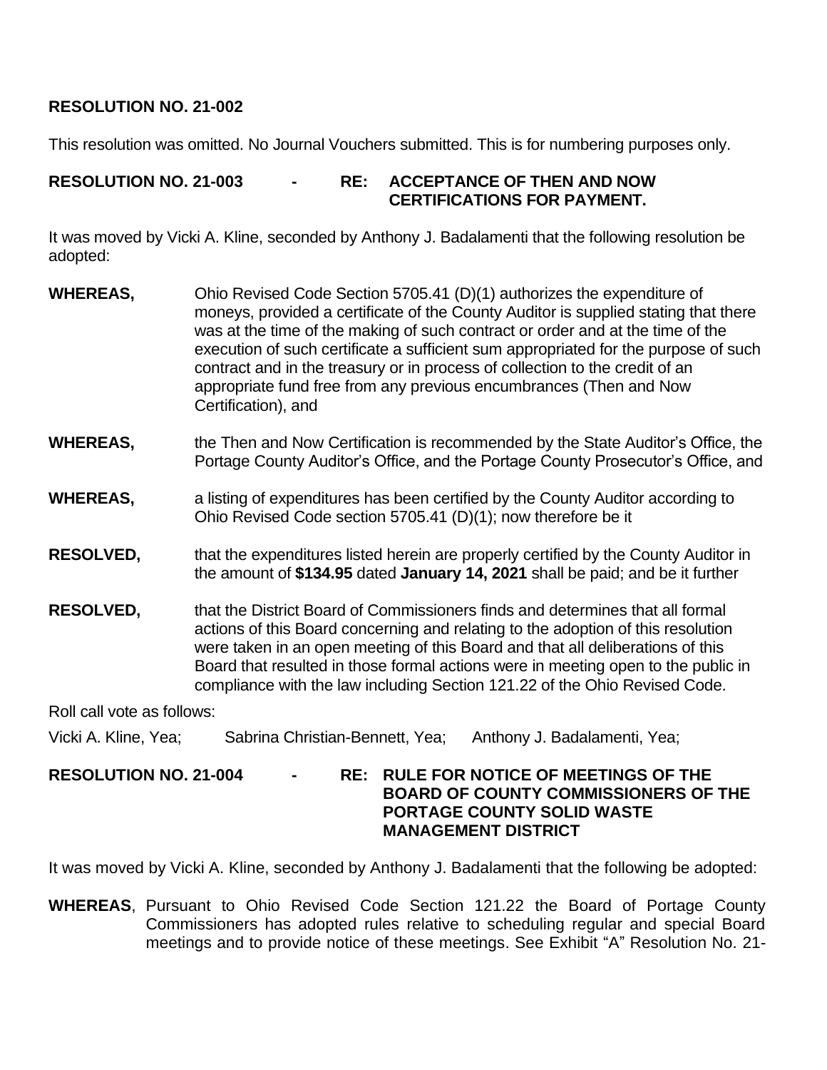**RESOLUTION NO. 21-002**

This resolution was omitted. No Journal Vouchers submitted. This is for numbering purposes only.

**RESOLUTION NO. 21-003 - RE: ACCEPTANCE OF THEN AND NOW CERTIFICATIONS FOR PAYMENT.**

It was moved by Vicki A. Kline, seconded by Anthony J. Badalamenti that the following resolution be adopted:

**WHEREAS,** Ohio Revised Code Section 5705.41 (D)(1) authorizes the expenditure of moneys, provided a certificate of the County Auditor is supplied stating that there was at the time of the making of such contract or order and at the time of the execution of such certificate a sufficient sum appropriated for the purpose of such contract and in the treasury or in process of collection to the credit of an appropriate fund free from any previous encumbrances (Then and Now Certification), and

**WHEREAS,** the Then and Now Certification is recommended by the State Auditor's Office, the Portage County Auditor's Office, and the Portage County Prosecutor's Office, and

**WHEREAS,** a listing of expenditures has been certified by the County Auditor according to Ohio Revised Code section 5705.41 (D)(1); now therefore be it

**RESOLVED,** that the expenditures listed herein are properly certified by the County Auditor in the amount of **$134.95** dated **January 14, 2021** shall be paid; and be it further

**RESOLVED,** that the District Board of Commissioners finds and determines that all formal actions of this Board concerning and relating to the adoption of this resolution were taken in an open meeting of this Board and that all deliberations of this Board that resulted in those formal actions were in meeting open to the public in compliance with the law including Section 121.22 of the Ohio Revised Code.

Roll call vote as follows:

Vicki A. Kline, Yea; Sabrina Christian-Bennett, Yea; Anthony J. Badalamenti, Yea;

**RESOLUTION NO. 21-004 - RE: RULE FOR NOTICE OF MEETINGS OF THE BOARD OF COUNTY COMMISSIONERS OF THE PORTAGE COUNTY SOLID WASTE MANAGEMENT DISTRICT**

It was moved by Vicki A. Kline, seconded by Anthony J. Badalamenti that the following be adopted:

**WHEREAS**, Pursuant to Ohio Revised Code Section 121.22 the Board of Portage County Commissioners has adopted rules relative to scheduling regular and special Board meetings and to provide notice of these meetings. See Exhibit "A" Resolution No. 21-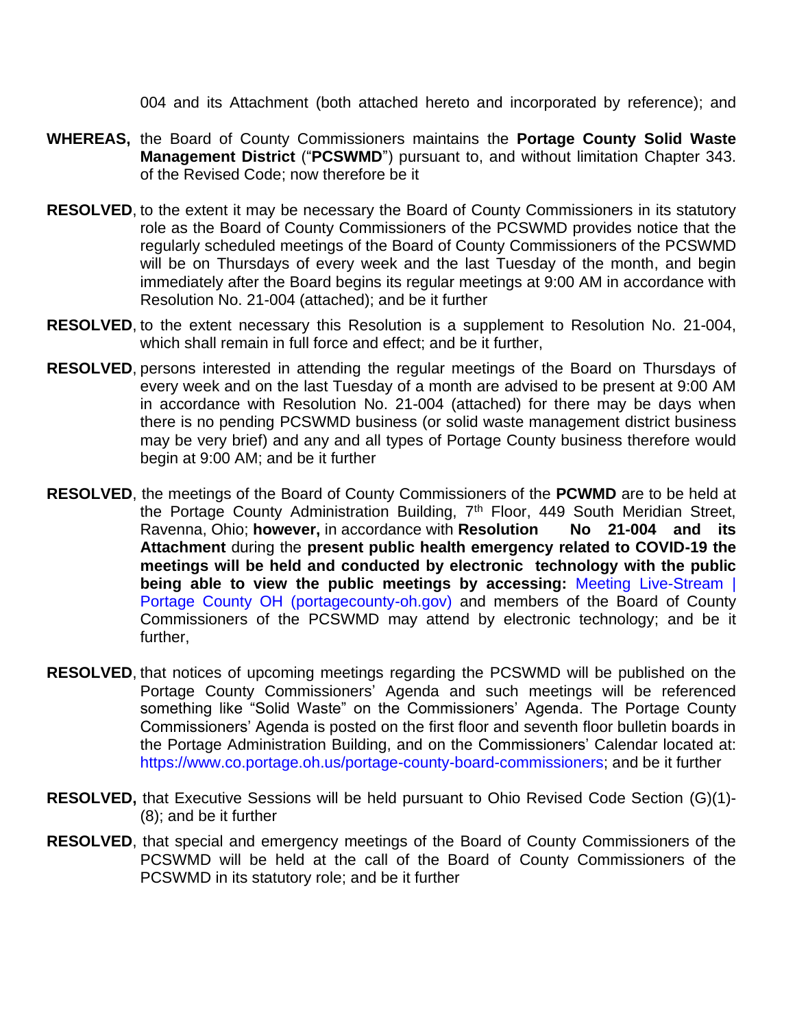004 and its Attachment (both attached hereto and incorporated by reference); and

**WHEREAS,** the Board of County Commissioners maintains the **Portage County Solid Waste Management District** ("**PCSWMD**") pursuant to, and without limitation Chapter 343. of the Revised Code; now therefore be it

**RESOLVED**, to the extent it may be necessary the Board of County Commissioners in its statutory role as the Board of County Commissioners of the PCSWMD provides notice that the regularly scheduled meetings of the Board of County Commissioners of the PCSWMD will be on Thursdays of every week and the last Tuesday of the month, and begin immediately after the Board begins its regular meetings at 9:00 AM in accordance with Resolution No. 21-004 (attached); and be it further

**RESOLVED**, to the extent necessary this Resolution is a supplement to Resolution No. 21-004, which shall remain in full force and effect; and be it further,

**RESOLVED**, persons interested in attending the regular meetings of the Board on Thursdays of every week and on the last Tuesday of a month are advised to be present at 9:00 AM in accordance with Resolution No. 21-004 (attached) for there may be days when there is no pending PCSWMD business (or solid waste management district business may be very brief) and any and all types of Portage County business therefore would begin at 9:00 AM; and be it further

**RESOLVED**, the meetings of the Board of County Commissioners of the **PCWMD** are to be held at the Portage County Administration Building, 7th Floor, 449 South Meridian Street, Ravenna, Ohio; **however,** in accordance with **Resolution No 21-004 and its Attachment** during the **present public health emergency related to COVID-19 the meetings will be held and conducted by electronic technology with the public being able to view the public meetings by accessing:** Meeting Live-Stream | Portage County OH (portagecounty-oh.gov) and members of the Board of County Commissioners of the PCSWMD may attend by electronic technology; and be it further,

**RESOLVED**, that notices of upcoming meetings regarding the PCSWMD will be published on the Portage County Commissioners' Agenda and such meetings will be referenced something like "Solid Waste" on the Commissioners' Agenda. The Portage County Commissioners' Agenda is posted on the first floor and seventh floor bulletin boards in the Portage Administration Building, and on the Commissioners' Calendar located at: https://www.co.portage.oh.us/portage-county-board-commissioners; and be it further

**RESOLVED,** that Executive Sessions will be held pursuant to Ohio Revised Code Section (G)(1)-(8); and be it further

**RESOLVED**, that special and emergency meetings of the Board of County Commissioners of the PCSWMD will be held at the call of the Board of County Commissioners of the PCSWMD in its statutory role; and be it further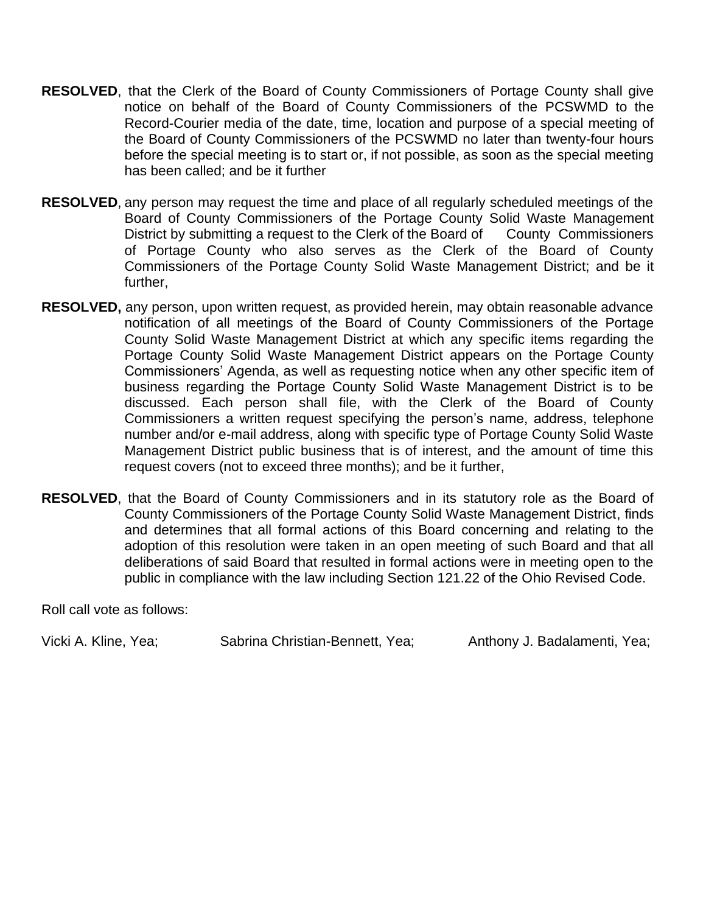**RESOLVED**, that the Clerk of the Board of County Commissioners of Portage County shall give notice on behalf of the Board of County Commissioners of the PCSWMD to the Record-Courier media of the date, time, location and purpose of a special meeting of the Board of County Commissioners of the PCSWMD no later than twenty-four hours before the special meeting is to start or, if not possible, as soon as the special meeting has been called; and be it further

**RESOLVED**, any person may request the time and place of all regularly scheduled meetings of the Board of County Commissioners of the Portage County Solid Waste Management District by submitting a request to the Clerk of the Board of County Commissioners of Portage County who also serves as the Clerk of the Board of County Commissioners of the Portage County Solid Waste Management District; and be it further,

**RESOLVED,** any person, upon written request, as provided herein, may obtain reasonable advance notification of all meetings of the Board of County Commissioners of the Portage County Solid Waste Management District at which any specific items regarding the Portage County Solid Waste Management District appears on the Portage County Commissioners' Agenda, as well as requesting notice when any other specific item of business regarding the Portage County Solid Waste Management District is to be discussed. Each person shall file, with the Clerk of the Board of County Commissioners a written request specifying the person's name, address, telephone number and/or e-mail address, along with specific type of Portage County Solid Waste Management District public business that is of interest, and the amount of time this request covers (not to exceed three months); and be it further,

**RESOLVED**, that the Board of County Commissioners and in its statutory role as the Board of County Commissioners of the Portage County Solid Waste Management District, finds and determines that all formal actions of this Board concerning and relating to the adoption of this resolution were taken in an open meeting of such Board and that all deliberations of said Board that resulted in formal actions were in meeting open to the public in compliance with the law including Section 121.22 of the Ohio Revised Code.

Roll call vote as follows:

Vicki A. Kline, Yea; Sabrina Christian-Bennett, Yea; Anthony J. Badalamenti, Yea;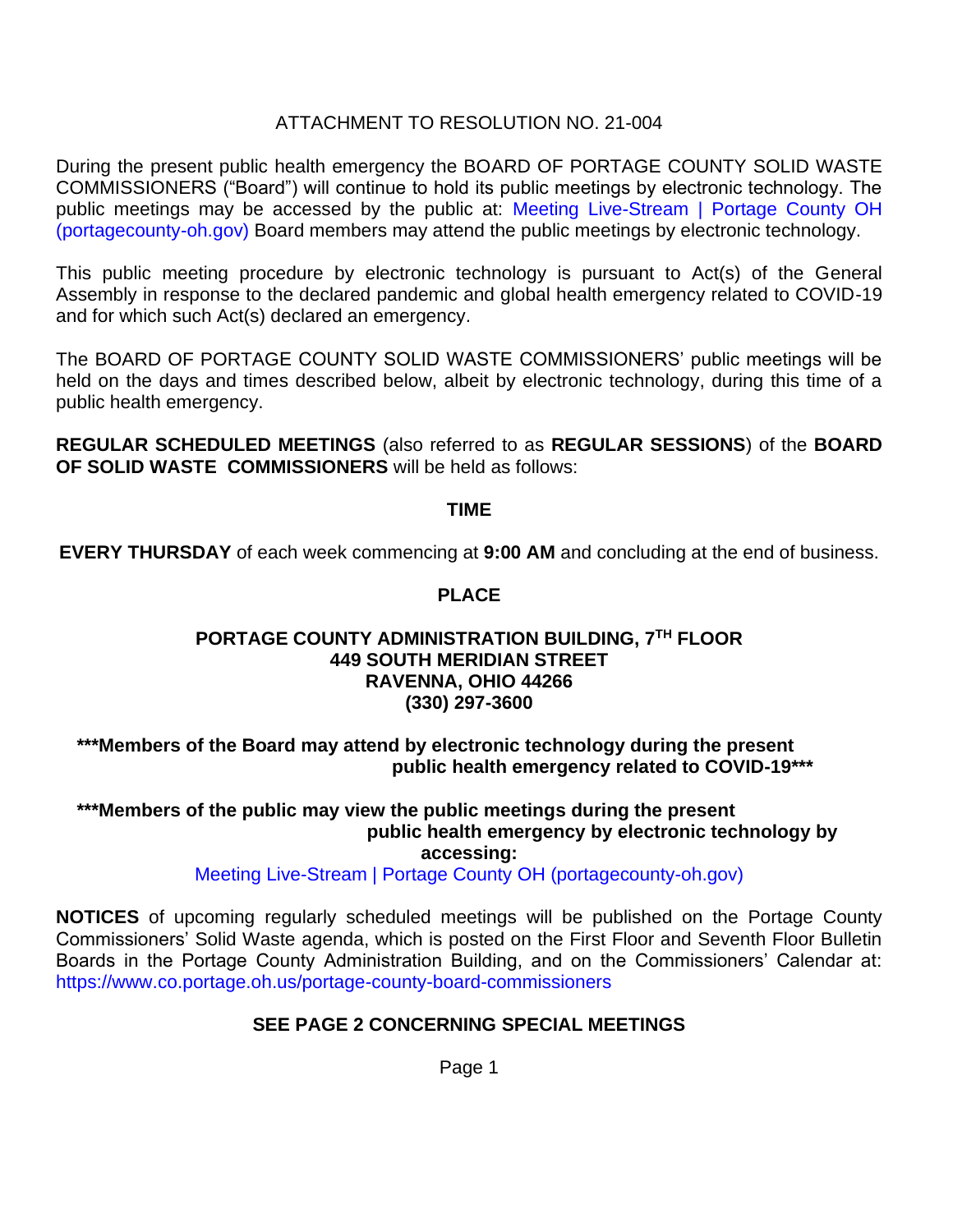# ATTACHMENT TO RESOLUTION NO. 21-004

During the present public health emergency the BOARD OF PORTAGE COUNTY SOLID WASTE COMMISSIONERS ("Board") will continue to hold its public meetings by electronic technology. The public meetings may be accessed by the public at: Meeting Live-Stream | Portage County OH (portagecounty-oh.gov) Board members may attend the public meetings by electronic technology.

This public meeting procedure by electronic technology is pursuant to Act(s) of the General Assembly in response to the declared pandemic and global health emergency related to COVID-19 and for which such Act(s) declared an emergency.

The BOARD OF PORTAGE COUNTY SOLID WASTE COMMISSIONERS' public meetings will be held on the days and times described below, albeit by electronic technology, during this time of a public health emergency.

**REGULAR SCHEDULED MEETINGS** (also referred to as **REGULAR SESSIONS**) of the **BOARD OF SOLID WASTE COMMISSIONERS** will be held as follows:

**TIME**

**EVERY THURSDAY** of each week commencing at **9:00 AM** and concluding at the end of business.

**PLACE**

**PORTAGE COUNTY ADMINISTRATION BUILDING, 7TH FLOOR**
**449 SOUTH MERIDIAN STREET**
**RAVENNA, OHIO 44266**
**(330) 297-3600**

**\*\*\*Members of the Board may attend by electronic technology during the present public health emergency related to COVID-19\*\*\***

**\*\*\*Members of the public may view the public meetings during the present public health emergency by electronic technology by accessing:**

Meeting Live-Stream | Portage County OH (portagecounty-oh.gov)

**NOTICES** of upcoming regularly scheduled meetings will be published on the Portage County Commissioners' Solid Waste agenda, which is posted on the First Floor and Seventh Floor Bulletin Boards in the Portage County Administration Building, and on the Commissioners' Calendar at: https://www.co.portage.oh.us/portage-county-board-commissioners

**SEE PAGE 2 CONCERNING SPECIAL MEETINGS**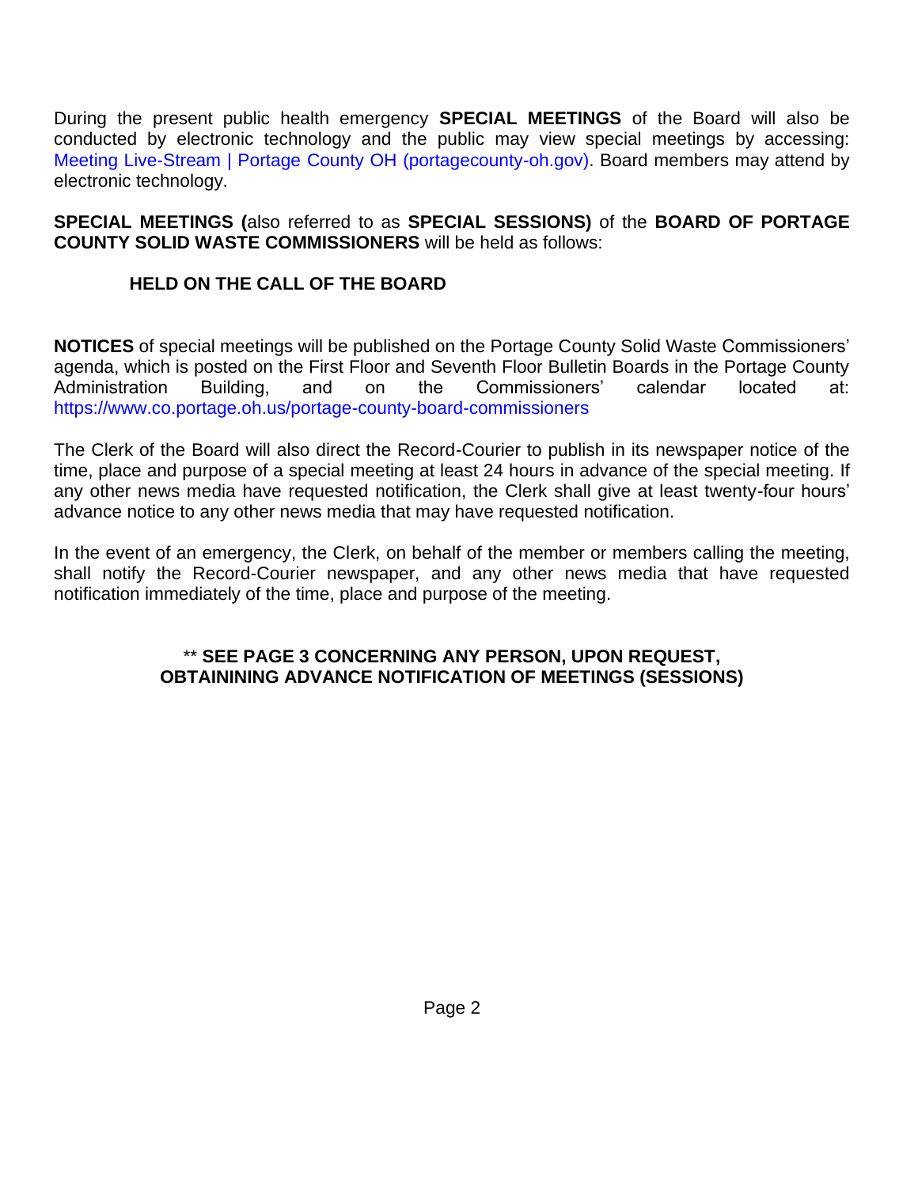During the present public health emergency **SPECIAL MEETINGS** of the Board will also be conducted by electronic technology and the public may view special meetings by accessing: Meeting Live-Stream | Portage County OH (portagecounty-oh.gov). Board members may attend by electronic technology.

**SPECIAL MEETINGS (**also referred to as **SPECIAL SESSIONS)** of the **BOARD OF PORTAGE COUNTY SOLID WASTE COMMISSIONERS** will be held as follows:

**HELD ON THE CALL OF THE BOARD**

**NOTICES** of special meetings will be published on the Portage County Solid Waste Commissioners' agenda, which is posted on the First Floor and Seventh Floor Bulletin Boards in the Portage County Administration Building, and on the Commissioners' calendar located at: https://www.co.portage.oh.us/portage-county-board-commissioners

The Clerk of the Board will also direct the Record-Courier to publish in its newspaper notice of the time, place and purpose of a special meeting at least 24 hours in advance of the special meeting. If any other news media have requested notification, the Clerk shall give at least twenty-four hours' advance notice to any other news media that may have requested notification.

In the event of an emergency, the Clerk, on behalf of the member or members calling the meeting, shall notify the Record-Courier newspaper, and any other news media that have requested notification immediately of the time, place and purpose of the meeting.

** **SEE PAGE 3 CONCERNING ANY PERSON, UPON REQUEST, OBTAINING ADVANCE NOTIFICATION OF MEETINGS (SESSIONS)**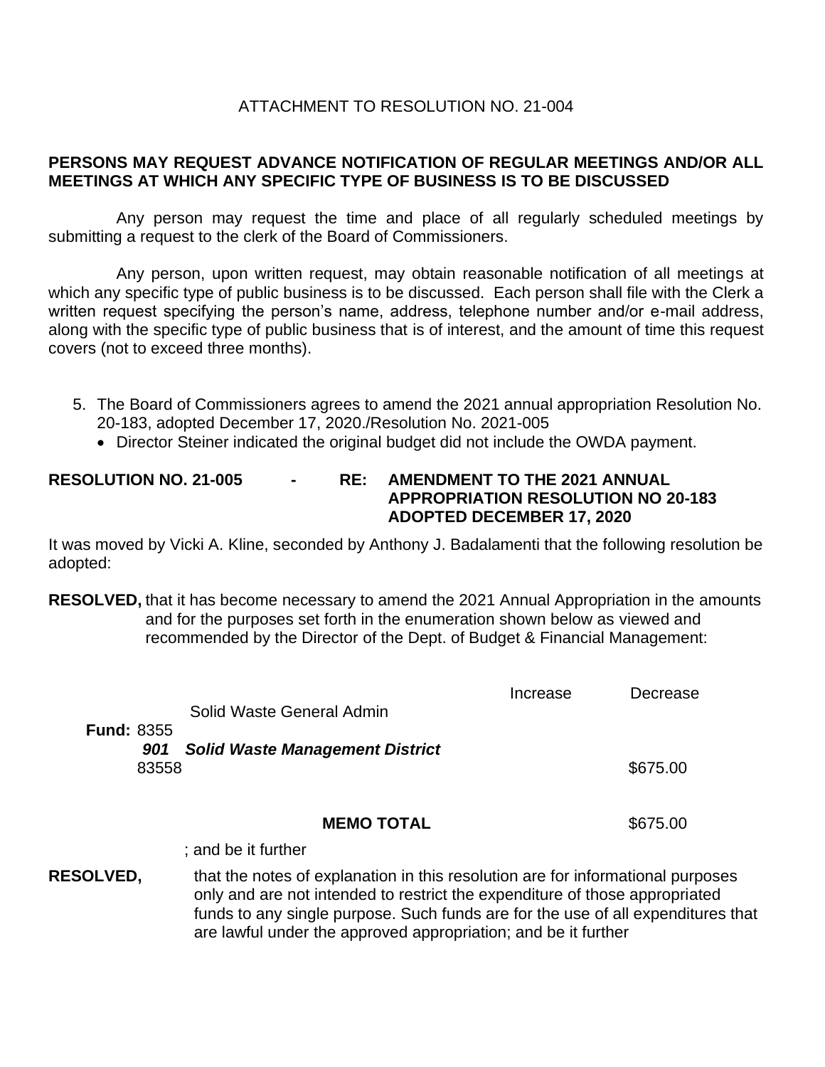ATTACHMENT TO RESOLUTION NO. 21-004

**PERSONS MAY REQUEST ADVANCE NOTIFICATION OF REGULAR MEETINGS AND/OR ALL MEETINGS AT WHICH ANY SPECIFIC TYPE OF BUSINESS IS TO BE DISCUSSED**

Any person may request the time and place of all regularly scheduled meetings by submitting a request to the clerk of the Board of Commissioners.

Any person, upon written request, may obtain reasonable notification of all meetings at which any specific type of public business is to be discussed. Each person shall file with the Clerk a written request specifying the person's name, address, telephone number and/or e-mail address, along with the specific type of public business that is of interest, and the amount of time this request covers (not to exceed three months).

5. The Board of Commissioners agrees to amend the 2021 annual appropriation Resolution No. 20-183, adopted December 17, 2020./Resolution No. 2021-005
   - Director Steiner indicated the original budget did not include the OWDA payment.

**RESOLUTION NO. 21-005 - RE: AMENDMENT TO THE 2021 ANNUAL APPROPRIATION RESOLUTION NO 20-183 ADOPTED DECEMBER 17, 2020**

It was moved by Vicki A. Kline, seconded by Anthony J. Badalamenti that the following resolution be adopted:

**RESOLVED,** that it has become necessary to amend the 2021 Annual Appropriation in the amounts and for the purposes set forth in the enumeration shown below as viewed and recommended by the Director of the Dept. of Budget & Financial Management:

| | | Increase | Decrease |
|---|---|---|---|
| | Solid Waste General Admin | | |
| **Fund:** 8355 | | | |
| ***901*** | ***Solid Waste Management District*** | | |
| 83558 | | | $675.00 |
| | **MEMO TOTAL** | | $675.00 |

; and be it further

**RESOLVED,** that the notes of explanation in this resolution are for informational purposes only and are not intended to restrict the expenditure of those appropriated funds to any single purpose. Such funds are for the use of all expenditures that are lawful under the approved appropriation; and be it further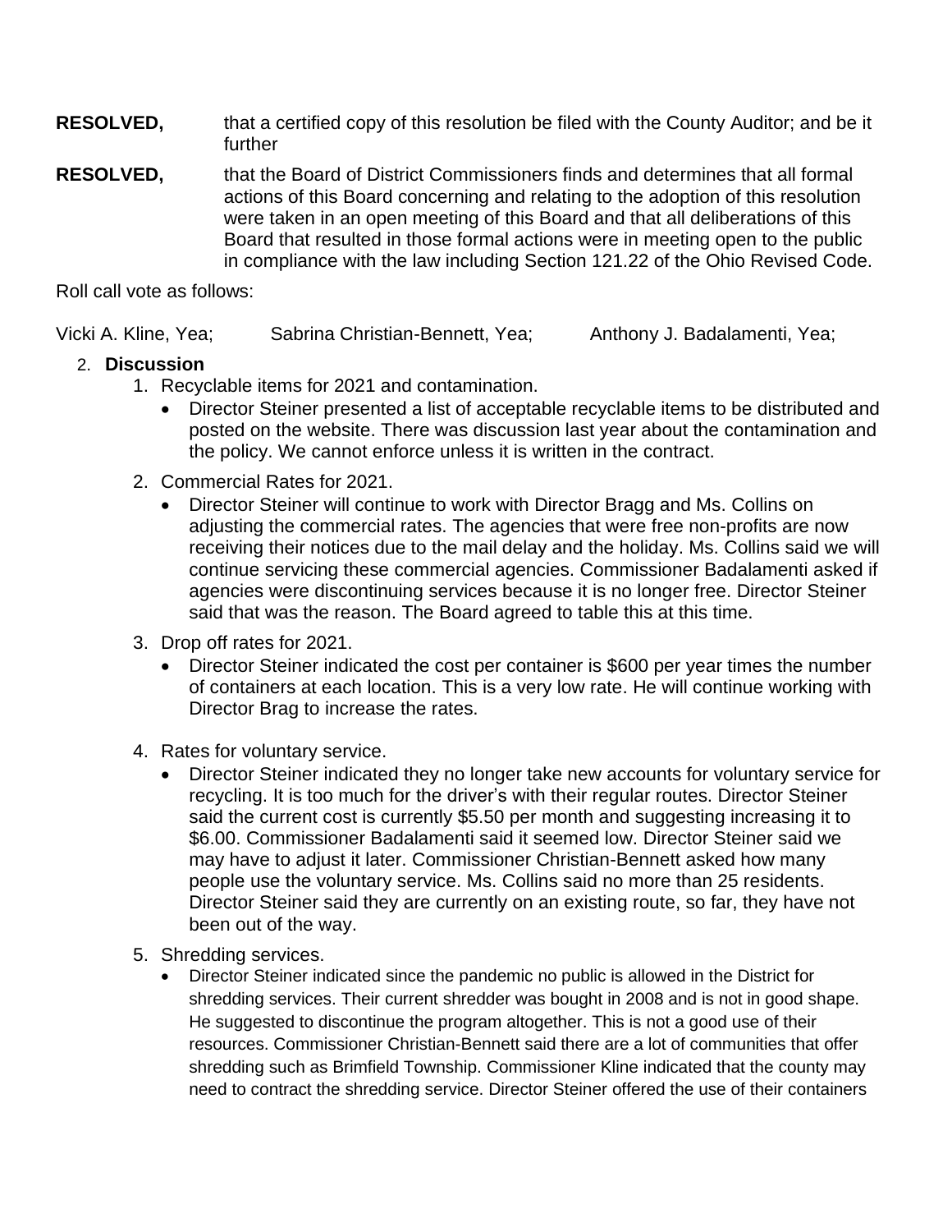**RESOLVED,** that a certified copy of this resolution be filed with the County Auditor; and be it further

**RESOLVED,** that the Board of District Commissioners finds and determines that all formal actions of this Board concerning and relating to the adoption of this resolution were taken in an open meeting of this Board and that all deliberations of this Board that resulted in those formal actions were in meeting open to the public in compliance with the law including Section 121.22 of the Ohio Revised Code.

Roll call vote as follows:

Vicki A. Kline, Yea; Sabrina Christian-Bennett, Yea; Anthony J. Badalamenti, Yea;

2. **Discussion**
    1. Recyclable items for 2021 and contamination.
        - Director Steiner presented a list of acceptable recyclable items to be distributed and posted on the website. There was discussion last year about the contamination and the policy. We cannot enforce unless it is written in the contract.
    2. Commercial Rates for 2021.
        - Director Steiner will continue to work with Director Bragg and Ms. Collins on adjusting the commercial rates. The agencies that were free non-profits are now receiving their notices due to the mail delay and the holiday. Ms. Collins said we will continue servicing these commercial agencies. Commissioner Badalamenti asked if agencies were discontinuing services because it is no longer free. Director Steiner said that was the reason. The Board agreed to table this at this time.
    3. Drop off rates for 2021.
        - Director Steiner indicated the cost per container is $600 per year times the number of containers at each location. This is a very low rate. He will continue working with Director Brag to increase the rates.
    4. Rates for voluntary service.
        - Director Steiner indicated they no longer take new accounts for voluntary service for recycling. It is too much for the driver's with their regular routes. Director Steiner said the current cost is currently $5.50 per month and suggesting increasing it to $6.00. Commissioner Badalamenti said it seemed low. Director Steiner said we may have to adjust it later. Commissioner Christian-Bennett asked how many people use the voluntary service. Ms. Collins said no more than 25 residents. Director Steiner said they are currently on an existing route, so far, they have not been out of the way.
    5. Shredding services.
        - Director Steiner indicated since the pandemic no public is allowed in the District for shredding services. Their current shredder was bought in 2008 and is not in good shape. He suggested to discontinue the program altogether. This is not a good use of their resources. Commissioner Christian-Bennett said there are a lot of communities that offer shredding such as Brimfield Township. Commissioner Kline indicated that the county may need to contract the shredding service. Director Steiner offered the use of their containers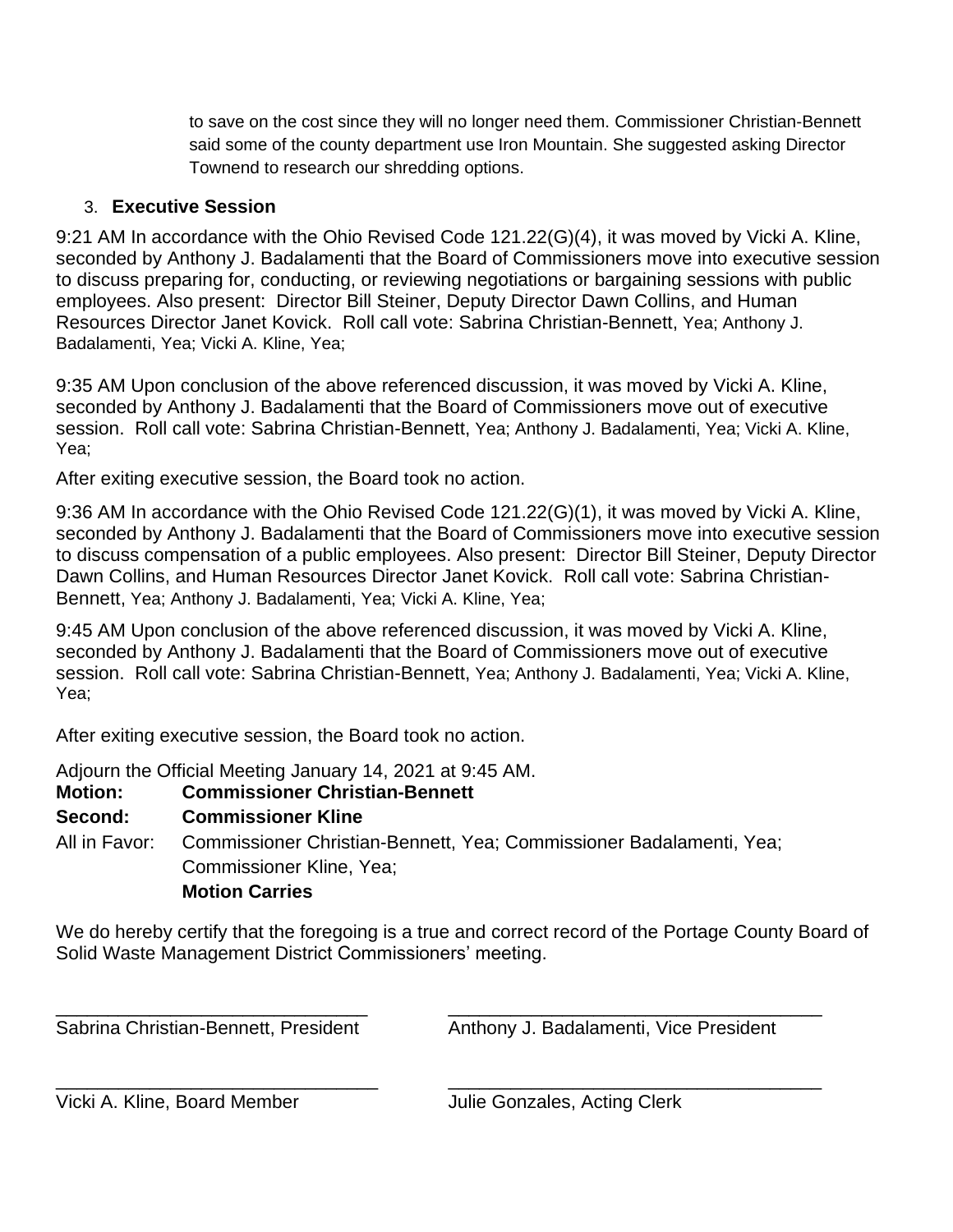to save on the cost since they will no longer need them. Commissioner Christian-Bennett said some of the county department use Iron Mountain. She suggested asking Director Townend to research our shredding options.

3. **Executive Session**

9:21 AM In accordance with the Ohio Revised Code 121.22(G)(4), it was moved by Vicki A. Kline, seconded by Anthony J. Badalamenti that the Board of Commissioners move into executive session to discuss preparing for, conducting, or reviewing negotiations or bargaining sessions with public employees. Also present: Director Bill Steiner, Deputy Director Dawn Collins, and Human Resources Director Janet Kovick. Roll call vote: Sabrina Christian-Bennett, Yea; Anthony J. Badalamenti, Yea; Vicki A. Kline, Yea;

9:35 AM Upon conclusion of the above referenced discussion, it was moved by Vicki A. Kline, seconded by Anthony J. Badalamenti that the Board of Commissioners move out of executive session. Roll call vote: Sabrina Christian-Bennett, Yea; Anthony J. Badalamenti, Yea; Vicki A. Kline, Yea;

After exiting executive session, the Board took no action.

9:36 AM In accordance with the Ohio Revised Code 121.22(G)(1), it was moved by Vicki A. Kline, seconded by Anthony J. Badalamenti that the Board of Commissioners move into executive session to discuss compensation of a public employees. Also present: Director Bill Steiner, Deputy Director Dawn Collins, and Human Resources Director Janet Kovick. Roll call vote: Sabrina Christian-Bennett, Yea; Anthony J. Badalamenti, Yea; Vicki A. Kline, Yea;

9:45 AM Upon conclusion of the above referenced discussion, it was moved by Vicki A. Kline, seconded by Anthony J. Badalamenti that the Board of Commissioners move out of executive session. Roll call vote: Sabrina Christian-Bennett, Yea; Anthony J. Badalamenti, Yea; Vicki A. Kline, Yea;

After exiting executive session, the Board took no action.

Adjourn the Official Meeting January 14, 2021 at 9:45 AM.

**Motion:** **Commissioner Christian-Bennett**
**Second:** **Commissioner Kline**
All in Favor: Commissioner Christian-Bennett, Yea; Commissioner Badalamenti, Yea; Commissioner Kline, Yea;
**Motion Carries**

We do hereby certify that the foregoing is a true and correct record of the Portage County Board of Solid Waste Management District Commissioners' meeting.

| | |
|---|---|
| ______________________________ | ______________________________ |
| Sabrina Christian-Bennett, President | Anthony J. Badalamenti, Vice President |
| ______________________________ | ______________________________ |
| Vicki A. Kline, Board Member | Julie Gonzales, Acting Clerk |